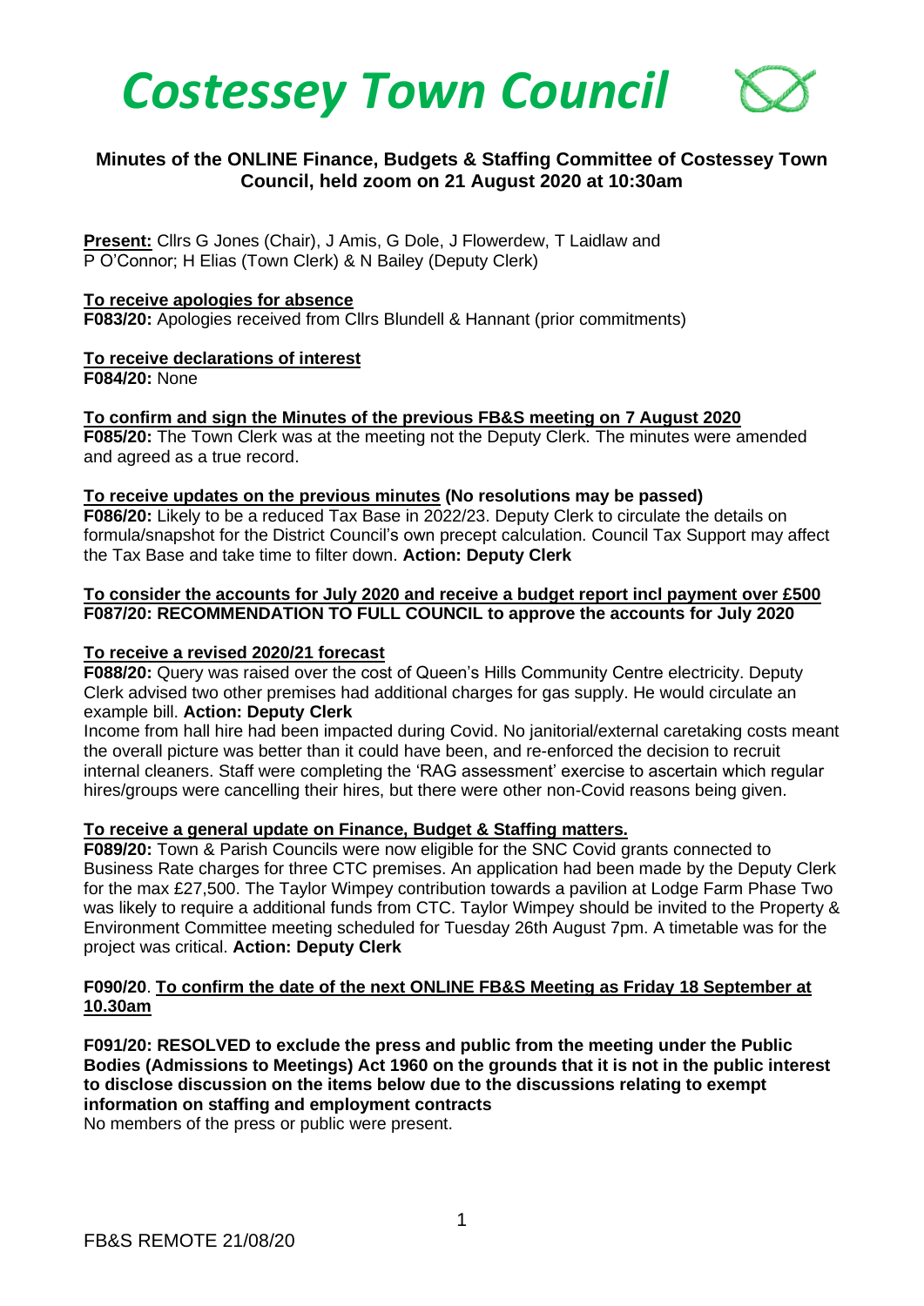# *Costessey Town Council*

## Minutes of the ONLINE Finance, Budgets & Staffing Committee of Costessey Town Council, held zoom on 21 August 2020 at 10:30am

**Present:** Cllrs G Jones (Chair), J Amis, G Dole, J Flowerdew, T Laidlaw and P O'Connor; H Elias (Town Clerk) & N Bailey (Deputy Clerk)

**To receive apologies for absence**
**F083/20:** Apologies received from Cllrs Blundell & Hannant (prior commitments)

**To receive declarations of interest**
**F084/20:** None

**To confirm and sign the Minutes of the previous FB&S meeting on 7 August 2020**
**F085/20:** The Town Clerk was at the meeting not the Deputy Clerk. The minutes were amended and agreed as a true record.

**To receive updates on the previous minutes (No resolutions may be passed)**
**F086/20:** Likely to be a reduced Tax Base in 2022/23. Deputy Clerk to circulate the details on formula/snapshot for the District Council's own precept calculation. Council Tax Support may affect the Tax Base and take time to filter down. **Action: Deputy Clerk**

**To consider the accounts for July 2020 and receive a budget report incl payment over £500**
**F087/20: RECOMMENDATION TO FULL COUNCIL to approve the accounts for July 2020**

**To receive a revised 2020/21 forecast**
**F088/20:** Query was raised over the cost of Queen's Hills Community Centre electricity. Deputy Clerk advised two other premises had additional charges for gas supply. He would circulate an example bill. **Action: Deputy Clerk**
Income from hall hire had been impacted during Covid. No janitorial/external caretaking costs meant the overall picture was better than it could have been, and re-enforced the decision to recruit internal cleaners. Staff were completing the 'RAG assessment' exercise to ascertain which regular hires/groups were cancelling their hires, but there were other non-Covid reasons being given.

**To receive a general update on Finance, Budget & Staffing matters.**
**F089/20:** Town & Parish Councils were now eligible for the SNC Covid grants connected to Business Rate charges for three CTC premises. An application had been made by the Deputy Clerk for the max £27,500. The Taylor Wimpey contribution towards a pavilion at Lodge Farm Phase Two was likely to require a additional funds from CTC. Taylor Wimpey should be invited to the Property & Environment Committee meeting scheduled for Tuesday 26th August 7pm. A timetable was for the project was critical. **Action: Deputy Clerk**

**F090/20**. **To confirm the date of the next ONLINE FB&S Meeting as Friday 18 September at 10.30am**

**F091/20: RESOLVED to exclude the press and public from the meeting under the Public Bodies (Admissions to Meetings) Act 1960 on the grounds that it is not in the public interest to disclose discussion on the items below due to the discussions relating to exempt information on staffing and employment contracts**
No members of the press or public were present.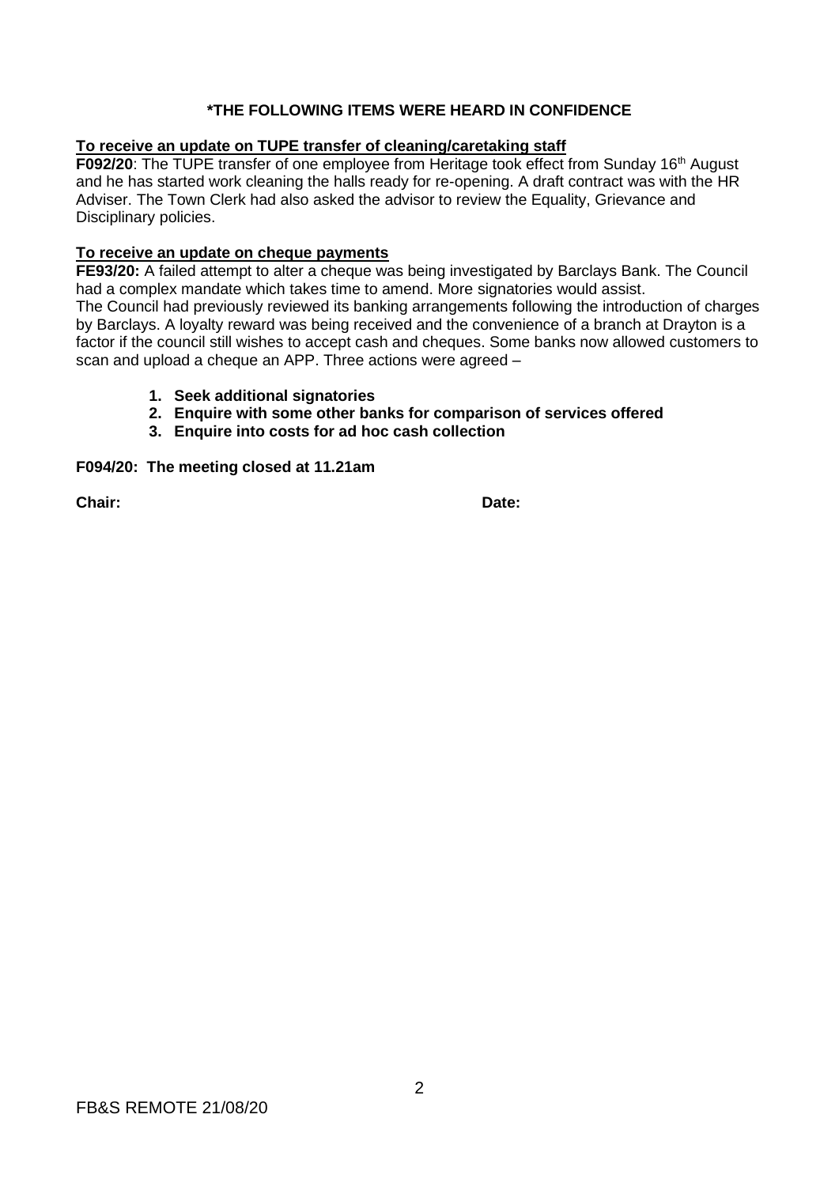**\*THE FOLLOWING ITEMS WERE HEARD IN CONFIDENCE**

**To receive an update on TUPE transfer of cleaning/caretaking staff**

**F092/20**: The TUPE transfer of one employee from Heritage took effect from Sunday 16th August and he has started work cleaning the halls ready for re-opening. A draft contract was with the HR Adviser. The Town Clerk had also asked the advisor to review the Equality, Grievance and Disciplinary policies.

**To receive an update on cheque payments**

**FE93/20:** A failed attempt to alter a cheque was being investigated by Barclays Bank. The Council had a complex mandate which takes time to amend. More signatories would assist.
The Council had previously reviewed its banking arrangements following the introduction of charges by Barclays. A loyalty reward was being received and the convenience of a branch at Drayton is a factor if the council still wishes to accept cash and cheques. Some banks now allowed customers to scan and upload a cheque an APP. Three actions were agreed –

1. **Seek additional signatories**
2. **Enquire with some other banks for comparison of services offered**
3. **Enquire into costs for ad hoc cash collection**

**F094/20: The meeting closed at 11.21am**

**Chair:** **Date:**